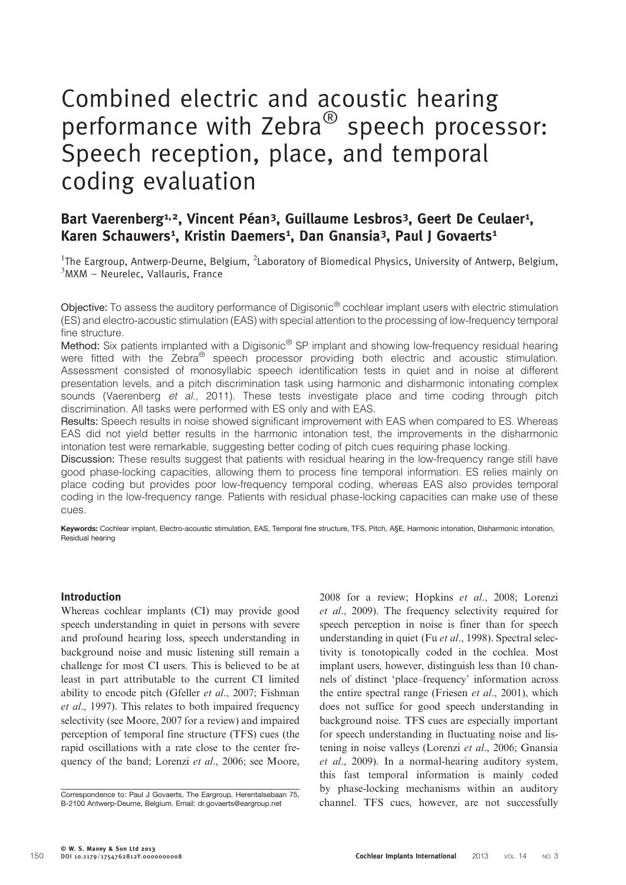# Combined electric and acoustic hearing performance with Zebra® speech processor: Speech reception, place, and temporal coding evaluation

**Bart Vaerenberg[1,2], Vincent Péan[3], Guillaume Lesbros[3], Geert De Ceulaer[1], Karen Schauwers[1], Kristin Daemers[1], Dan Gnansia[3], Paul J Govaerts[1]**

[1]The Eargroup, Antwerp-Deurne, Belgium, [2]Laboratory of Biomedical Physics, University of Antwerp, Belgium, [3]MXM – Neurelec, Vallauris, France

**Objective:** To assess the auditory performance of Digisonic® cochlear implant users with electric stimulation (ES) and electro-acoustic stimulation (EAS) with special attention to the processing of low-frequency temporal fine structure.

**Method:** Six patients implanted with a Digisonic® SP implant and showing low-frequency residual hearing were fitted with the Zebra® speech processor providing both electric and acoustic stimulation. Assessment consisted of monosyllabic speech identification tests in quiet and in noise at different presentation levels, and a pitch discrimination task using harmonic and disharmonic intonating complex sounds (Vaerenberg *et al.*, 2011). These tests investigate place and time coding through pitch discrimination. All tasks were performed with ES only and with EAS.

**Results:** Speech results in noise showed significant improvement with EAS when compared to ES. Whereas EAS did not yield better results in the harmonic intonation test, the improvements in the disharmonic intonation test were remarkable, suggesting better coding of pitch cues requiring phase locking.

**Discussion:** These results suggest that patients with residual hearing in the low-frequency range still have good phase-locking capacities, allowing them to process fine temporal information. ES relies mainly on place coding but provides poor low-frequency temporal coding, whereas EAS also provides temporal coding in the low-frequency range. Patients with residual phase-locking capacities can make use of these cues.

**Keywords:** Cochlear implant, Electro-acoustic stimulation, EAS, Temporal fine structure, TFS, Pitch, A§E, Harmonic intonation, Disharmonic intonation, Residual hearing

## Introduction

Whereas cochlear implants (CI) may provide good speech understanding in quiet in persons with severe and profound hearing loss, speech understanding in background noise and music listening still remain a challenge for most CI users. This is believed to be at least in part attributable to the current CI limited ability to encode pitch (Gfeller *et al.*, 2007; Fishman *et al.*, 1997). This relates to both impaired frequency selectivity (see Moore, 2007 for a review) and impaired perception of temporal fine structure (TFS) cues (the rapid oscillations with a rate close to the center frequency of the band; Lorenzi *et al.*, 2006; see Moore, 2008 for a review; Hopkins *et al.*, 2008; Lorenzi *et al.*, 2009). The frequency selectivity required for speech perception in noise is finer than for speech understanding in quiet (Fu *et al.*, 1998). Spectral selectivity is tonotopically coded in the cochlea. Most implant users, however, distinguish less than 10 channels of distinct 'place–frequency' information across the entire spectral range (Friesen *et al.*, 2001), which does not suffice for good speech understanding in background noise. TFS cues are especially important for speech understanding in fluctuating noise and listening in noise valleys (Lorenzi *et al.*, 2006; Gnansia *et al.*, 2009). In a normal-hearing auditory system, this fast temporal information is mainly coded by phase-locking mechanisms within an auditory channel. TFS cues, however, are not successfully

Correspondence to: Paul J Govaerts, The Eargroup, Herentalsebaan 75, B-2100 Antwerp-Deurne, Belgium. Email: dr.govaerts@eargroup.net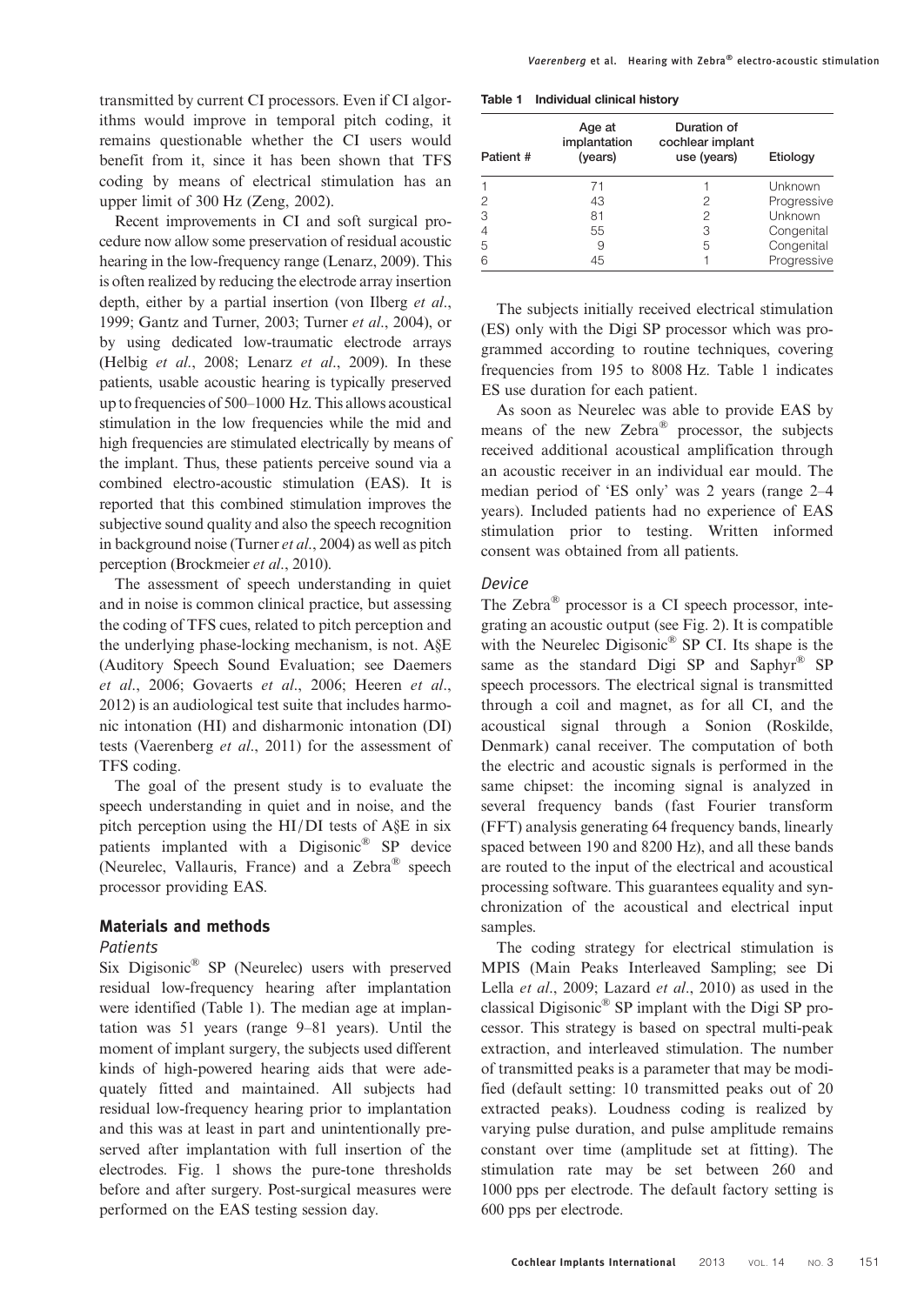transmitted by current CI processors. Even if CI algorithms would improve in temporal pitch coding, it remains questionable whether the CI users would benefit from it, since it has been shown that TFS coding by means of electrical stimulation has an upper limit of 300 Hz (Zeng, 2002).

Recent improvements in CI and soft surgical procedure now allow some preservation of residual acoustic hearing in the low-frequency range (Lenarz, 2009). This is often realized by reducing the electrode array insertion depth, either by a partial insertion (von Ilberg *et al*., 1999; Gantz and Turner, 2003; Turner *et al*., 2004), or by using dedicated low-traumatic electrode arrays (Helbig *et al*., 2008; Lenarz *et al*., 2009). In these patients, usable acoustic hearing is typically preserved up to frequencies of 500–1000 Hz. This allows acoustical stimulation in the low frequencies while the mid and high frequencies are stimulated electrically by means of the implant. Thus, these patients perceive sound via a combined electro-acoustic stimulation (EAS). It is reported that this combined stimulation improves the subjective sound quality and also the speech recognition in background noise (Turner *et al*., 2004) as well as pitch perception (Brockmeier *et al*., 2010).

The assessment of speech understanding in quiet and in noise is common clinical practice, but assessing the coding of TFS cues, related to pitch perception and the underlying phase-locking mechanism, is not. A§E (Auditory Speech Sound Evaluation; see Daemers *et al*., 2006; Govaerts *et al*., 2006; Heeren *et al*., 2012) is an audiological test suite that includes harmonic intonation (HI) and disharmonic intonation (DI) tests (Vaerenberg *et al*., 2011) for the assessment of TFS coding.

The goal of the present study is to evaluate the speech understanding in quiet and in noise, and the pitch perception using the HI/DI tests of A§E in six patients implanted with a Digisonic® SP device (Neurelec, Vallauris, France) and a Zebra® speech processor providing EAS.

## Materials and methods

### Patients

Six Digisonic® SP (Neurelec) users with preserved residual low-frequency hearing after implantation were identified (Table 1). The median age at implantation was 51 years (range 9–81 years). Until the moment of implant surgery, the subjects used different kinds of high-powered hearing aids that were adequately fitted and maintained. All subjects had residual low-frequency hearing prior to implantation and this was at least in part and unintentionally preserved after implantation with full insertion of the electrodes. Fig. 1 shows the pure-tone thresholds before and after surgery. Post-surgical measures were performed on the EAS testing session day.

**Table 1 Individual clinical history**

| Patient # | Age at implantation (years) | Duration of cochlear implant use (years) | Etiology |
|---|---|---|---|
| 1 | 71 | 1 | Unknown |
| 2 | 43 | 2 | Progressive |
| 3 | 81 | 2 | Unknown |
| 4 | 55 | 3 | Congenital |
| 5 | 9 | 5 | Congenital |
| 6 | 45 | 1 | Progressive |

The subjects initially received electrical stimulation (ES) only with the Digi SP processor which was programmed according to routine techniques, covering frequencies from 195 to 8008 Hz. Table 1 indicates ES use duration for each patient.

As soon as Neurelec was able to provide EAS by means of the new Zebra® processor, the subjects received additional acoustical amplification through an acoustic receiver in an individual ear mould. The median period of 'ES only' was 2 years (range 2–4 years). Included patients had no experience of EAS stimulation prior to testing. Written informed consent was obtained from all patients.

### Device

The Zebra® processor is a CI speech processor, integrating an acoustic output (see Fig. 2). It is compatible with the Neurelec Digisonic® SP CI. Its shape is the same as the standard Digi SP and Saphyr® SP speech processors. The electrical signal is transmitted through a coil and magnet, as for all CI, and the acoustical signal through a Sonion (Roskilde, Denmark) canal receiver. The computation of both the electric and acoustic signals is performed in the same chipset: the incoming signal is analyzed in several frequency bands (fast Fourier transform (FFT) analysis generating 64 frequency bands, linearly spaced between 190 and 8200 Hz), and all these bands are routed to the input of the electrical and acoustical processing software. This guarantees equality and synchronization of the acoustical and electrical input samples.

The coding strategy for electrical stimulation is MPIS (Main Peaks Interleaved Sampling; see Di Lella *et al*., 2009; Lazard *et al*., 2010) as used in the classical Digisonic® SP implant with the Digi SP processor. This strategy is based on spectral multi-peak extraction, and interleaved stimulation. The number of transmitted peaks is a parameter that may be modified (default setting: 10 transmitted peaks out of 20 extracted peaks). Loudness coding is realized by varying pulse duration, and pulse amplitude remains constant over time (amplitude set at fitting). The stimulation rate may be set between 260 and 1000 pps per electrode. The default factory setting is 600 pps per electrode.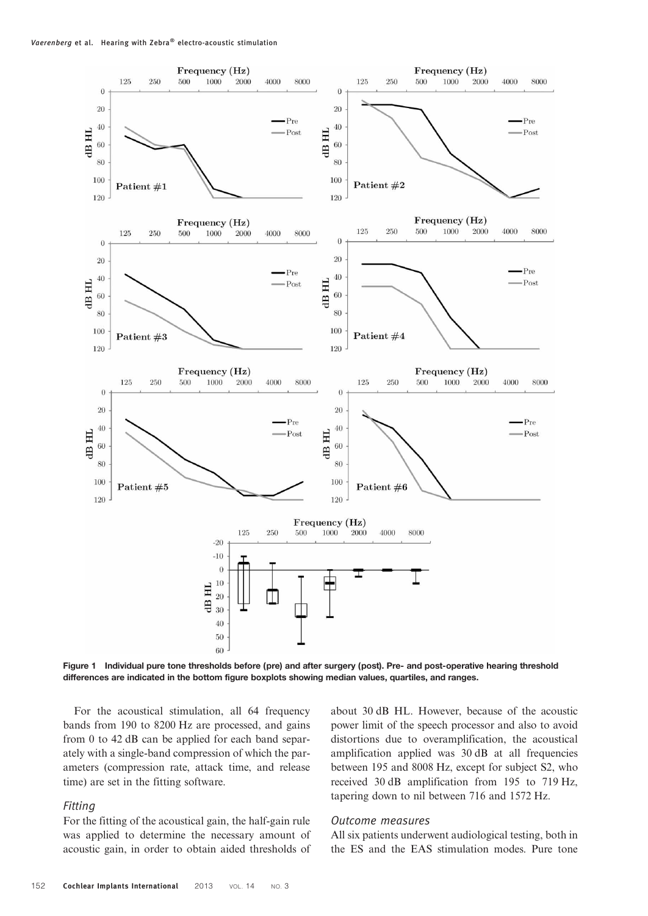Figure 1 Individual pure tone thresholds before (pre) and after surgery (post). Pre- and post-operative hearing threshold differences are indicated in the bottom figure boxplots showing median values, quartiles, and ranges.

For the acoustical stimulation, all 64 frequency bands from 190 to 8200 Hz are processed, and gains from 0 to 42 dB can be applied for each band separately with a single-band compression of which the parameters (compression rate, attack time, and release time) are set in the fitting software.

### *Fitting*

For the fitting of the acoustical gain, the half-gain rule was applied to determine the necessary amount of acoustic gain, in order to obtain aided thresholds of about 30 dB HL. However, because of the acoustic power limit of the speech processor and also to avoid distortions due to overamplification, the acoustical amplification applied was 30 dB at all frequencies between 195 and 8008 Hz, except for subject S2, who received 30 dB amplification from 195 to 719 Hz, tapering down to nil between 716 and 1572 Hz.

### *Outcome measures*

All six patients underwent audiological testing, both in the ES and the EAS stimulation modes. Pure tone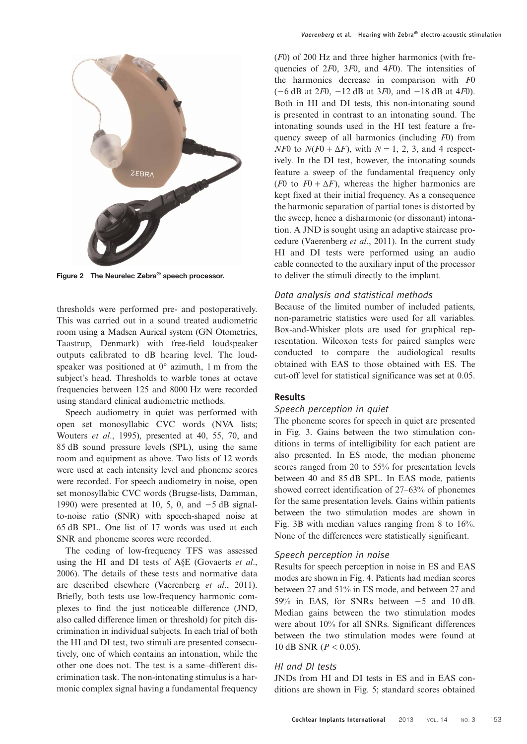Figure 2 The Neurelec Zebra® speech processor.

thresholds were performed pre- and postoperatively. This was carried out in a sound treated audiometric room using a Madsen Aurical system (GN Otometrics, Taastrup, Denmark) with free-field loudspeaker outputs calibrated to dB hearing level. The loudspeaker was positioned at 0° azimuth, 1 m from the subject's head. Thresholds to warble tones at octave frequencies between 125 and 8000 Hz were recorded using standard clinical audiometric methods.

Speech audiometry in quiet was performed with open set monosyllabic CVC words (NVA lists; Wouters *et al*., 1995), presented at 40, 55, 70, and 85 dB sound pressure levels (SPL), using the same room and equipment as above. Two lists of 12 words were used at each intensity level and phoneme scores were recorded. For speech audiometry in noise, open set monosyllabic CVC words (Brugse-lists, Damman, 1990) were presented at 10, 5, 0, and −5 dB signal-to-noise ratio (SNR) with speech-shaped noise at 65 dB SPL. One list of 17 words was used at each SNR and phoneme scores were recorded.

The coding of low-frequency TFS was assessed using the HI and DI tests of A§E (Govaerts *et al*., 2006). The details of these tests and normative data are described elsewhere (Vaerenberg *et al*., 2011). Briefly, both tests use low-frequency harmonic complexes to find the just noticeable difference (JND, also called difference limen or threshold) for pitch discrimination in individual subjects. In each trial of both the HI and DI test, two stimuli are presented consecutively, one of which contains an intonation, while the other one does not. The test is a same–different discrimination task. The non-intonating stimulus is a harmonic complex signal having a fundamental frequency ($F0$) of 200 Hz and three higher harmonics (with frequencies of $2F0$, $3F0$, and $4F0$). The intensities of the harmonics decrease in comparison with $F0$ (−6 dB at $2F0$, −12 dB at $3F0$, and −18 dB at $4F0$). Both in HI and DI tests, this non-intonating sound is presented in contrast to an intonating sound. The intonating sounds used in the HI test feature a frequency sweep of all harmonics (including $F0$) from $NF0$ to $N(F0 + \Delta F)$, with $N = 1, 2, 3$, and 4 respectively. In the DI test, however, the intonating sounds feature a sweep of the fundamental frequency only ($F0$ to $F0 + \Delta F$), whereas the higher harmonics are kept fixed at their initial frequency. As a consequence the harmonic separation of partial tones is distorted by the sweep, hence a disharmonic (or dissonant) intonation. A JND is sought using an adaptive staircase procedure (Vaerenberg *et al*., 2011). In the current study HI and DI tests were performed using an audio cable connected to the auxiliary input of the processor to deliver the stimuli directly to the implant.

### *Data analysis and statistical methods*

Because of the limited number of included patients, non-parametric statistics were used for all variables. Box-and-Whisker plots are used for graphical representation. Wilcoxon tests for paired samples were conducted to compare the audiological results obtained with EAS to those obtained with ES. The cut-off level for statistical significance was set at 0.05.

## Results

### *Speech perception in quiet*

The phoneme scores for speech in quiet are presented in Fig. 3. Gains between the two stimulation conditions in terms of intelligibility for each patient are also presented. In ES mode, the median phoneme scores ranged from 20 to 55% for presentation levels between 40 and 85 dB SPL. In EAS mode, patients showed correct identification of 27–63% of phonemes for the same presentation levels. Gains within patients between the two stimulation modes are shown in Fig. 3B with median values ranging from 8 to 16%. None of the differences were statistically significant.

### *Speech perception in noise*

Results for speech perception in noise in ES and EAS modes are shown in Fig. 4. Patients had median scores between 27 and 51% in ES mode, and between 27 and 59% in EAS, for SNRs between −5 and 10 dB. Median gains between the two stimulation modes were about 10% for all SNRs. Significant differences between the two stimulation modes were found at 10 dB SNR ($P < 0.05$).

### *HI and DI tests*

JNDs from HI and DI tests in ES and in EAS conditions are shown in Fig. 5; standard scores obtained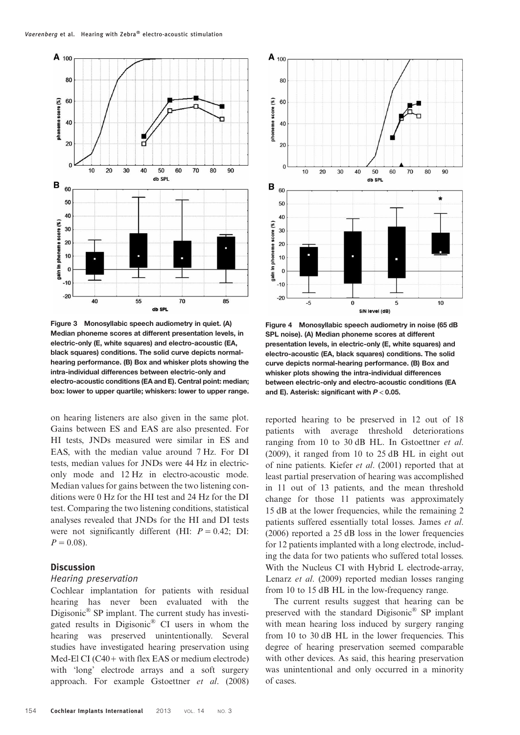Figure 3 Monosyllabic speech audiometry in quiet. (A) Median phoneme scores at different presentation levels, in electric-only (E, white squares) and electro-acoustic (EA, black squares) conditions. The solid curve depicts normal-hearing performance. (B) Box and whisker plots showing the intra-individual differences between electric-only and electro-acoustic conditions (EA and E). Central point: median; box: lower to upper quartile; whiskers: lower to upper range.

Figure 4 Monosyllabic speech audiometry in noise (65 dB SPL noise). (A) Median phoneme scores at different presentation levels, in electric-only (E, white squares) and electro-acoustic (EA, black squares) conditions. The solid curve depicts normal-hearing performance. (B) Box and whisker plots showing the intra-individual differences between electric-only and electro-acoustic conditions (EA and E). Asterisk: significant with $P < 0.05$.

on hearing listeners are also given in the same plot. Gains between ES and EAS are also presented. For HI tests, JNDs measured were similar in ES and EAS, with the median value around 7 Hz. For DI tests, median values for JNDs were 44 Hz in electric-only mode and 12 Hz in electro-acoustic mode. Median values for gains between the two listening conditions were 0 Hz for the HI test and 24 Hz for the DI test. Comparing the two listening conditions, statistical analyses revealed that JNDs for the HI and DI tests were not significantly different (HI: $P = 0.42$; DI: $P = 0.08$).

## Discussion

### Hearing preservation

Cochlear implantation for patients with residual hearing has never been evaluated with the Digisonic® SP implant. The current study has investigated results in Digisonic® CI users in whom the hearing was preserved unintentionally. Several studies have investigated hearing preservation using Med-El CI (C40+ with flex EAS or medium electrode) with 'long' electrode arrays and a soft surgery approach. For example Gstoettner *et al*. (2008) reported hearing to be preserved in 12 out of 18 patients with average threshold deteriorations ranging from 10 to 30 dB HL. In Gstoettner *et al*. (2009), it ranged from 10 to 25 dB HL in eight out of nine patients. Kiefer *et al*. (2001) reported that at least partial preservation of hearing was accomplished in 11 out of 13 patients, and the mean threshold change for those 11 patients was approximately 15 dB at the lower frequencies, while the remaining 2 patients suffered essentially total losses. James *et al*. (2006) reported a 25 dB loss in the lower frequencies for 12 patients implanted with a long electrode, including the data for two patients who suffered total losses. With the Nucleus CI with Hybrid L electrode-array, Lenarz *et al*. (2009) reported median losses ranging from 10 to 15 dB HL in the low-frequency range.

The current results suggest that hearing can be preserved with the standard Digisonic® SP implant with mean hearing loss induced by surgery ranging from 10 to 30 dB HL in the lower frequencies. This degree of hearing preservation seemed comparable with other devices. As said, this hearing preservation was unintentional and only occurred in a minority of cases.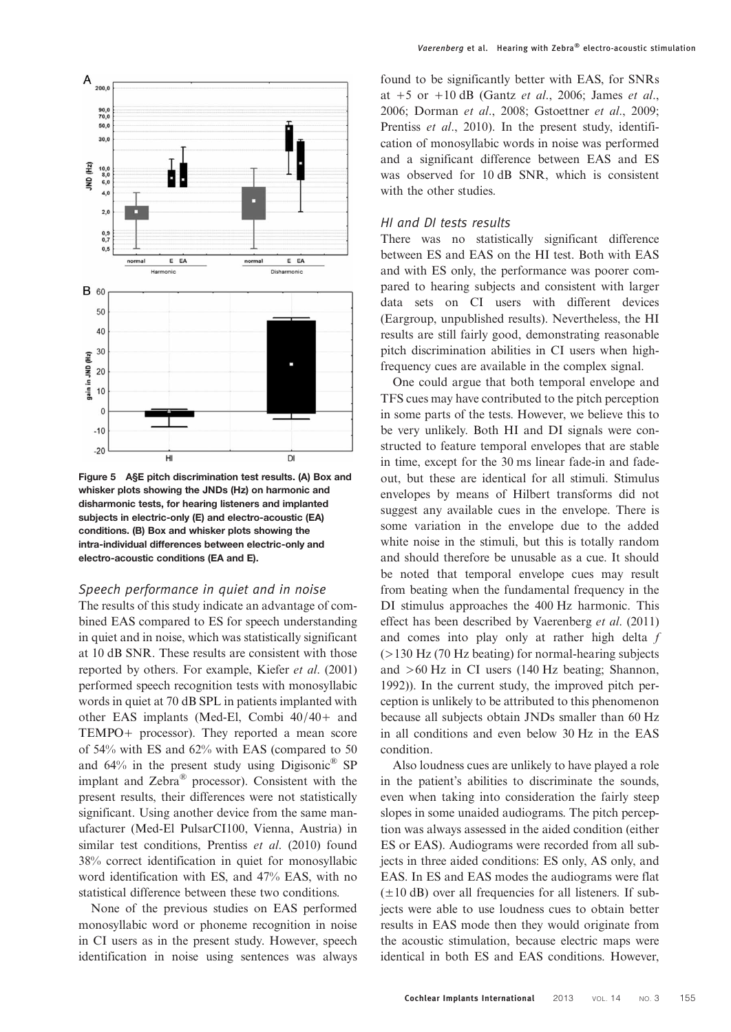Figure 5 A§E pitch discrimination test results. (A) Box and whisker plots showing the JNDs (Hz) on harmonic and disharmonic tests, for hearing listeners and implanted subjects in electric-only (E) and electro-acoustic (EA) conditions. (B) Box and whisker plots showing the intra-individual differences between electric-only and electro-acoustic conditions (EA and E).

### Speech performance in quiet and in noise

The results of this study indicate an advantage of combined EAS compared to ES for speech understanding in quiet and in noise, which was statistically significant at 10 dB SNR. These results are consistent with those reported by others. For example, Kiefer *et al*. (2001) performed speech recognition tests with monosyllabic words in quiet at 70 dB SPL in patients implanted with other EAS implants (Med-El, Combi 40/40+ and TEMPO+ processor). They reported a mean score of 54% with ES and 62% with EAS (compared to 50 and 64% in the present study using Digisonic® SP implant and Zebra® processor). Consistent with the present results, their differences were not statistically significant. Using another device from the same manufacturer (Med-El PulsarCI100, Vienna, Austria) in similar test conditions, Prentiss *et al*. (2010) found 38% correct identification in quiet for monosyllabic word identification with ES, and 47% EAS, with no statistical difference between these two conditions.

None of the previous studies on EAS performed monosyllabic word or phoneme recognition in noise in CI users as in the present study. However, speech identification in noise using sentences was always found to be significantly better with EAS, for SNRs at +5 or +10 dB (Gantz *et al*., 2006; James *et al*., 2006; Dorman *et al*., 2008; Gstoettner *et al*., 2009; Prentiss *et al*., 2010). In the present study, identification of monosyllabic words in noise was performed and a significant difference between EAS and ES was observed for 10 dB SNR, which is consistent with the other studies.

### HI and DI tests results

There was no statistically significant difference between ES and EAS on the HI test. Both with EAS and with ES only, the performance was poorer compared to hearing subjects and consistent with larger data sets on CI users with different devices (Eargroup, unpublished results). Nevertheless, the HI results are still fairly good, demonstrating reasonable pitch discrimination abilities in CI users when high-frequency cues are available in the complex signal.

One could argue that both temporal envelope and TFS cues may have contributed to the pitch perception in some parts of the tests. However, we believe this to be very unlikely. Both HI and DI signals were constructed to feature temporal envelopes that are stable in time, except for the 30 ms linear fade-in and fade-out, but these are identical for all stimuli. Stimulus envelopes by means of Hilbert transforms did not suggest any available cues in the envelope. There is some variation in the envelope due to the added white noise in the stimuli, but this is totally random and should therefore be unusable as a cue. It should be noted that temporal envelope cues may result from beating when the fundamental frequency in the DI stimulus approaches the 400 Hz harmonic. This effect has been described by Vaerenberg *et al*. (2011) and comes into play only at rather high delta $f$ (>130 Hz (70 Hz beating) for normal-hearing subjects and >60 Hz in CI users (140 Hz beating; Shannon, 1992)). In the current study, the improved pitch perception is unlikely to be attributed to this phenomenon because all subjects obtain JNDs smaller than 60 Hz in all conditions and even below 30 Hz in the EAS condition.

Also loudness cues are unlikely to have played a role in the patient's abilities to discriminate the sounds, even when taking into consideration the fairly steep slopes in some unaided audiograms. The pitch perception was always assessed in the aided condition (either ES or EAS). Audiograms were recorded from all subjects in three aided conditions: ES only, AS only, and EAS. In ES and EAS modes the audiograms were flat (±10 dB) over all frequencies for all listeners. If subjects were able to use loudness cues to obtain better results in EAS mode then they would originate from the acoustic stimulation, because electric maps were identical in both ES and EAS conditions. However,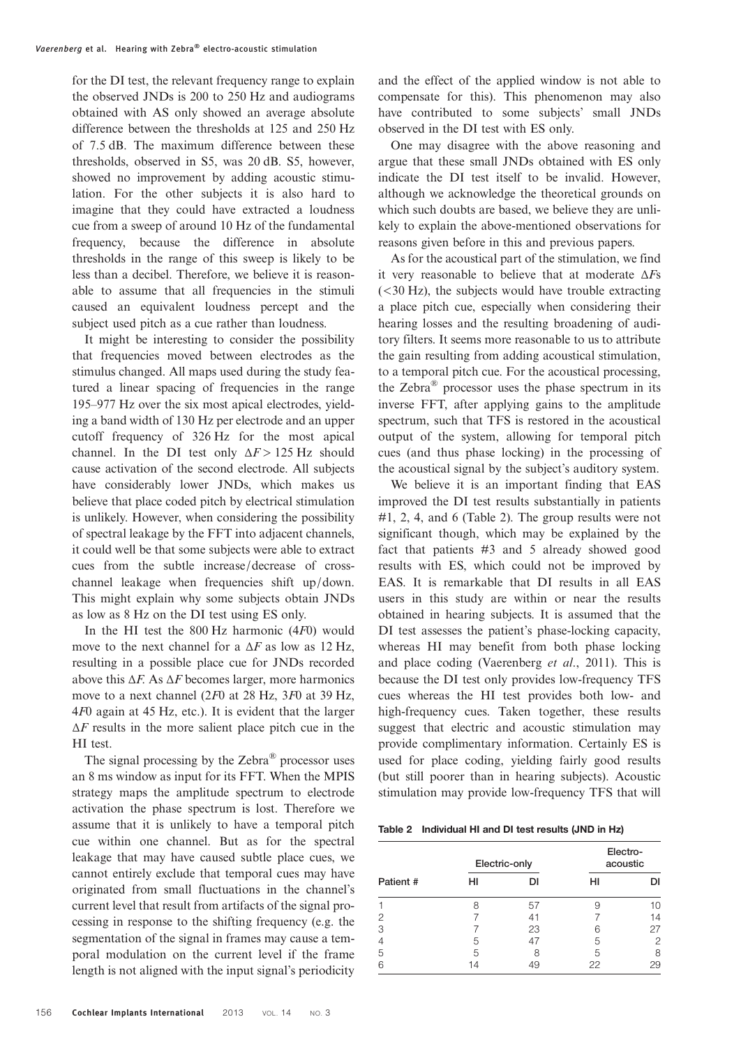for the DI test, the relevant frequency range to explain the observed JNDs is 200 to 250 Hz and audiograms obtained with AS only showed an average absolute difference between the thresholds at 125 and 250 Hz of 7.5 dB. The maximum difference between these thresholds, observed in S5, was 20 dB. S5, however, showed no improvement by adding acoustic stimulation. For the other subjects it is also hard to imagine that they could have extracted a loudness cue from a sweep of around 10 Hz of the fundamental frequency, because the difference in absolute thresholds in the range of this sweep is likely to be less than a decibel. Therefore, we believe it is reasonable to assume that all frequencies in the stimuli caused an equivalent loudness percept and the subject used pitch as a cue rather than loudness.

It might be interesting to consider the possibility that frequencies moved between electrodes as the stimulus changed. All maps used during the study featured a linear spacing of frequencies in the range 195–977 Hz over the six most apical electrodes, yielding a band width of 130 Hz per electrode and an upper cutoff frequency of 326 Hz for the most apical channel. In the DI test only $\Delta F > 125$ Hz should cause activation of the second electrode. All subjects have considerably lower JNDs, which makes us believe that place coded pitch by electrical stimulation is unlikely. However, when considering the possibility of spectral leakage by the FFT into adjacent channels, it could well be that some subjects were able to extract cues from the subtle increase/decrease of cross-channel leakage when frequencies shift up/down. This might explain why some subjects obtain JNDs as low as 8 Hz on the DI test using ES only.

In the HI test the 800 Hz harmonic ($4F0$) would move to the next channel for a $\Delta F$ as low as 12 Hz, resulting in a possible place cue for JNDs recorded above this $\Delta F$. As $\Delta F$ becomes larger, more harmonics move to a next channel ($2F0$ at 28 Hz, $3F0$ at 39 Hz, $4F0$ again at 45 Hz, etc.). It is evident that the larger $\Delta F$ results in the more salient place pitch cue in the HI test.

The signal processing by the Zebra® processor uses an 8 ms window as input for its FFT. When the MPIS strategy maps the amplitude spectrum to electrode activation the phase spectrum is lost. Therefore we assume that it is unlikely to have a temporal pitch cue within one channel. But as for the spectral leakage that may have caused subtle place cues, we cannot entirely exclude that temporal cues may have originated from small fluctuations in the channel's current level that result from artifacts of the signal processing in response to the shifting frequency (e.g. the segmentation of the signal in frames may cause a temporal modulation on the current level if the frame length is not aligned with the input signal's periodicity and the effect of the applied window is not able to compensate for this). This phenomenon may also have contributed to some subjects' small JNDs observed in the DI test with ES only.

One may disagree with the above reasoning and argue that these small JNDs obtained with ES only indicate the DI test itself to be invalid. However, although we acknowledge the theoretical grounds on which such doubts are based, we believe they are unlikely to explain the above-mentioned observations for reasons given before in this and previous papers.

As for the acoustical part of the stimulation, we find it very reasonable to believe that at moderate $\Delta F$s (<30 Hz), the subjects would have trouble extracting a place pitch cue, especially when considering their hearing losses and the resulting broadening of auditory filters. It seems more reasonable to us to attribute the gain resulting from adding acoustical stimulation, to a temporal pitch cue. For the acoustical processing, the Zebra® processor uses the phase spectrum in its inverse FFT, after applying gains to the amplitude spectrum, such that TFS is restored in the acoustical output of the system, allowing for temporal pitch cues (and thus phase locking) in the processing of the acoustical signal by the subject's auditory system.

We believe it is an important finding that EAS improved the DI test results substantially in patients #1, 2, 4, and 6 (Table 2). The group results were not significant though, which may be explained by the fact that patients #3 and 5 already showed good results with ES, which could not be improved by EAS. It is remarkable that DI results in all EAS users in this study are within or near the results obtained in hearing subjects. It is assumed that the DI test assesses the patient's phase-locking capacity, whereas HI may benefit from both phase locking and place coding (Vaerenberg *et al.*, 2011). This is because the DI test only provides low-frequency TFS cues whereas the HI test provides both low- and high-frequency cues. Taken together, these results suggest that electric and acoustic stimulation may provide complimentary information. Certainly ES is used for place coding, yielding fairly good results (but still poorer than in hearing subjects). Acoustic stimulation may provide low-frequency TFS that will

**Table 2 Individual HI and DI test results (JND in Hz)**

| Patient # | Electric-only | | Electro-acoustic | |
|---|---|---|---|---|
| | HI | DI | HI | DI |
| 1 | 8 | 57 | 9 | 10 |
| 2 | 7 | 41 | 7 | 14 |
| 3 | 7 | 23 | 6 | 27 |
| 4 | 5 | 47 | 5 | 2 |
| 5 | 5 | 8 | 5 | 8 |
| 6 | 14 | 49 | 22 | 29 |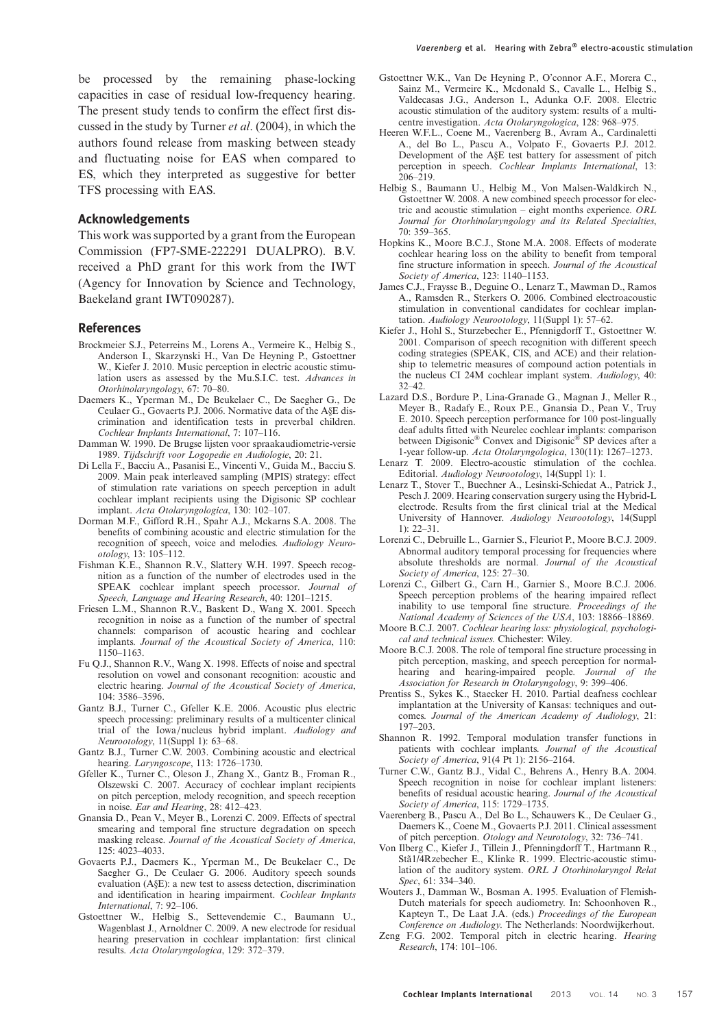be processed by the remaining phase-locking capacities in case of residual low-frequency hearing. The present study tends to confirm the effect first discussed in the study by Turner *et al*. (2004), in which the authors found release from masking between steady and fluctuating noise for EAS when compared to ES, which they interpreted as suggestive for better TFS processing with EAS.

## Acknowledgements

This work was supported by a grant from the European Commission (FP7-SME-222291 DUALPRO). B.V. received a PhD grant for this work from the IWT (Agency for Innovation by Science and Technology, Baekeland grant IWT090287).

## References

Brockmeier S.J., Peterreins M., Lorens A., Vermeire K., Helbig S., Anderson I., Skarzynski H., Van De Heyning P., Gstoettner W., Kiefer J. 2010. Music perception in electric acoustic stimulation users as assessed by the Mu.S.I.C. test. *Advances in Otorhinolaryngology*, 67: 70–80.

Daemers K., Yperman M., De Beukelaer C., De Saegher G., De Ceulaer G., Govaerts P.J. 2006. Normative data of the A§E discrimination and identification tests in preverbal children. *Cochlear Implants International*, 7: 107–116.

Damman W. 1990. De Brugse lijsten voor spraakaudiometrie-versie 1989. *Tijdschrift voor Logopedie en Audiologie*, 20: 21.

Di Lella F., Bacciu A., Pasanisi E., Vincenti V., Guida M., Bacciu S. 2009. Main peak interleaved sampling (MPIS) strategy: effect of stimulation rate variations on speech perception in adult cochlear implant recipients using the Digisonic SP cochlear implant. *Acta Otolaryngologica*, 130: 102–107.

Dorman M.F., Gifford R.H., Spahr A.J., Mckarns S.A. 2008. The benefits of combining acoustic and electric stimulation for the recognition of speech, voice and melodies. *Audiology Neurootology*, 13: 105–112.

Fishman K.E., Shannon R.V., Slattery W.H. 1997. Speech recognition as a function of the number of electrodes used in the SPEAK cochlear implant speech processor. *Journal of Speech, Language and Hearing Research*, 40: 1201–1215.

Friesen L.M., Shannon R.V., Baskent D., Wang X. 2001. Speech recognition in noise as a function of the number of spectral channels: comparison of acoustic hearing and cochlear implants. *Journal of the Acoustical Society of America*, 110: 1150–1163.

Fu Q.J., Shannon R.V., Wang X. 1998. Effects of noise and spectral resolution on vowel and consonant recognition: acoustic and electric hearing. *Journal of the Acoustical Society of America*, 104: 3586–3596.

Gantz B.J., Turner C., Gfeller K.E. 2006. Acoustic plus electric speech processing: preliminary results of a multicenter clinical trial of the Iowa/nucleus hybrid implant. *Audiology and Neurootology*, 11(Suppl 1): 63–68.

Gantz B.J., Turner C.W. 2003. Combining acoustic and electrical hearing. *Laryngoscope*, 113: 1726–1730.

Gfeller K., Turner C., Oleson J., Zhang X., Gantz B., Froman R., Olszewski C. 2007. Accuracy of cochlear implant recipients on pitch perception, melody recognition, and speech reception in noise. *Ear and Hearing*, 28: 412–423.

Gnansia D., Pean V., Meyer B., Lorenzi C. 2009. Effects of spectral smearing and temporal fine structure degradation on speech masking release. *Journal of the Acoustical Society of America*, 125: 4023–4033.

Govaerts P.J., Daemers K., Yperman M., De Beukelaer C., De Saegher G., De Ceulaer G. 2006. Auditory speech sounds evaluation (A§E): a new test to assess detection, discrimination and identification in hearing impairment. *Cochlear Implants International*, 7: 92–106.

Gstoettner W., Helbig S., Settevendemie C., Baumann U., Wagenblast J., Arnoldner C. 2009. A new electrode for residual hearing preservation in cochlear implantation: first clinical results. *Acta Otolaryngologica*, 129: 372–379.

Gstoettner W.K., Van De Heyning P., O'connor A.F., Morera C., Sainz M., Vermeire K., Mcdonald S., Cavalle L., Helbig S., Valdecasas J.G., Anderson I., Adunka O.F. 2008. Electric acoustic stimulation of the auditory system: results of a multicentre investigation. *Acta Otolaryngologica*, 128: 968–975.

Heeren W.F.L., Coene M., Vaerenberg B., Avram A., Cardinaletti A., del Bo L., Pascu A., Volpato F., Govaerts P.J. 2012. Development of the A§E test battery for assessment of pitch perception in speech. *Cochlear Implants International*, 13: 206–219.

Helbig S., Baumann U., Helbig M., Von Malsen-Waldkirch N., Gstoettner W. 2008. A new combined speech processor for electric and acoustic stimulation – eight months experience. *ORL Journal for Otorhinolaryngology and its Related Specialties*, 70: 359–365.

Hopkins K., Moore B.C.J., Stone M.A. 2008. Effects of moderate cochlear hearing loss on the ability to benefit from temporal fine structure information in speech. *Journal of the Acoustical Society of America*, 123: 1140–1153.

James C.J., Fraysse B., Deguine O., Lenarz T., Mawman D., Ramos A., Ramsden R., Sterkers O. 2006. Combined electroacoustic stimulation in conventional candidates for cochlear implantation. *Audiology Neurootology*, 11(Suppl 1): 57–62.

Kiefer J., Hohl S., Sturzebecher E., Pfennigdorff T., Gstoettner W. 2001. Comparison of speech recognition with different speech coding strategies (SPEAK, CIS, and ACE) and their relationship to telemetric measures of compound action potentials in the nucleus CI 24M cochlear implant system. *Audiology*, 40: 32–42.

Lazard D.S., Bordure P., Lina-Granade G., Magnan J., Meller R., Meyer B., Radafy E., Roux P.E., Gnansia D., Pean V., Truy E. 2010. Speech perception performance for 100 post-lingually deaf adults fitted with Neurelec cochlear implants: comparison between Digisonic® Convex and Digisonic® SP devices after a 1-year follow-up. *Acta Otolaryngologica*, 130(11): 1267–1273.

Lenarz T. 2009. Electro-acoustic stimulation of the cochlea. Editorial. *Audiology Neurootology*, 14(Suppl 1): 1.

Lenarz T., Stover T., Buechner A., Lesinski-Schiedat A., Patrick J., Pesch J. 2009. Hearing conservation surgery using the Hybrid-L electrode. Results from the first clinical trial at the Medical University of Hannover. *Audiology Neurootology*, 14(Suppl 1): 22–31.

Lorenzi C., Debruille L., Garnier S., Fleuriot P., Moore B.C.J. 2009. Abnormal auditory temporal processing for frequencies where absolute thresholds are normal. *Journal of the Acoustical Society of America*, 125: 27–30.

Lorenzi C., Gilbert G., Carn H., Garnier S., Moore B.C.J. 2006. Speech perception problems of the hearing impaired reflect inability to use temporal fine structure. *Proceedings of the National Academy of Sciences of the USA*, 103: 18866–18869.

Moore B.C.J. 2007. *Cochlear hearing loss: physiological, psychological and technical issues*. Chichester: Wiley.

Moore B.C.J. 2008. The role of temporal fine structure processing in pitch perception, masking, and speech perception for normal-hearing and hearing-impaired people. *Journal of the Association for Research in Otolaryngology*, 9: 399–406.

Prentiss S., Sykes K., Staecker H. 2010. Partial deafness cochlear implantation at the University of Kansas: techniques and outcomes. *Journal of the American Academy of Audiology*, 21: 197–203.

Shannon R. 1992. Temporal modulation transfer functions in patients with cochlear implants. *Journal of the Acoustical Society of America*, 91(4 Pt 1): 2156–2164.

Turner C.W., Gantz B.J., Vidal C., Behrens A., Henry B.A. 2004. Speech recognition in noise for cochlear implant listeners: benefits of residual acoustic hearing. *Journal of the Acoustical Society of America*, 115: 1729–1735.

Vaerenberg B., Pascu A., Del Bo L., Schauwers K., De Ceulaer G., Daemers K., Coene M., Govaerts P.J. 2011. Clinical assessment of pitch perception. *Otology and Neurotology*, 32: 736–741.

Von Ilberg C., Kiefer J., Tillein J., Pfenningdorff T., Hartmann R., Stâ1/4Rzebecher E., Klinke R. 1999. Electric-acoustic stimulation of the auditory system. *ORL J Otorhinolaryngol Relat Spec*, 61: 334–340.

Wouters J., Damman W., Bosman A. 1995. Evaluation of Flemish-Dutch materials for speech audiometry. In: Schoonhoven R., Kapteyn T., De Laat J.A. (eds.) *Proceedings of the European Conference on Audiology*. The Netherlands: Noordwijkerhout.

Zeng F.G. 2002. Temporal pitch in electric hearing. *Hearing Research*, 174: 101–106.